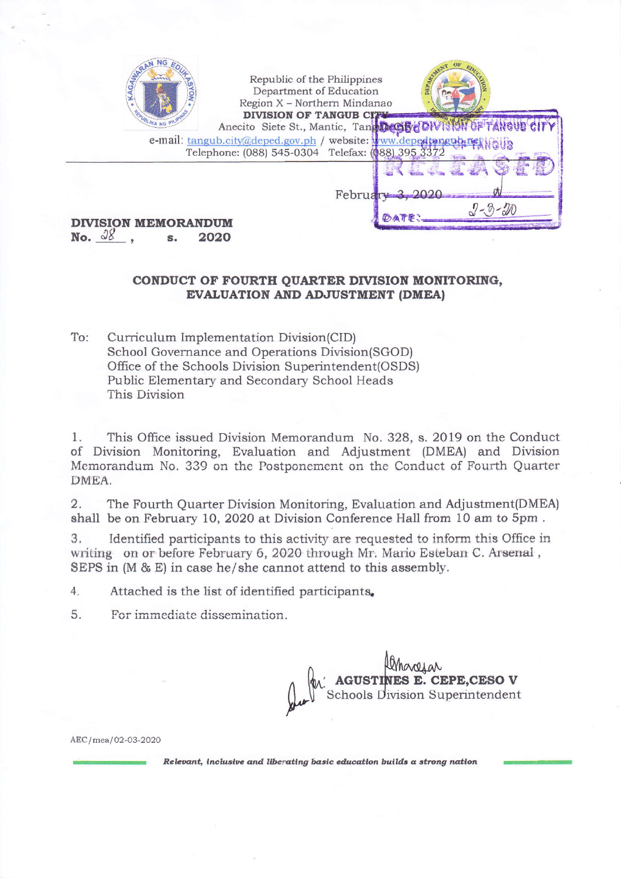Republic of the Philippines
Department of Education
Region X – Northern Mindanao
**DIVISION OF TANGUB CITY**
Anecito Siete St., Mantic, Tangub City
e-mail: tangub.city@deped.gov.ph / website: www.depedtangub.net
Telephone: (088) 545-0304 Telefax: (088) 395 3372

DEPED DIVISION OF TANGUB CITY
RELEASED
DATE: 2-3-20

February 3, 2020

**DIVISION MEMORANDUM**
**No.** 28 **, s. 2020**

**CONDUCT OF FOURTH QUARTER DIVISION MONITORING, EVALUATION AND ADJUSTMENT (DMEA)**

To: Curriculum Implementation Division(CID)
School Governance and Operations Division(SGOD)
Office of the Schools Division Superintendent(OSDS)
Public Elementary and Secondary School Heads
This Division

1. This Office issued Division Memorandum No. 328, s. 2019 on the Conduct of Division Monitoring, Evaluation and Adjustment (DMEA) and Division Memorandum No. 339 on the Postponement on the Conduct of Fourth Quarter DMEA.

2. The Fourth Quarter Division Monitoring, Evaluation and Adjustment(DMEA) shall be on February 10, 2020 at Division Conference Hall from 10 am to 5pm .

3. Identified participants to this activity are requested to inform this Office in writing on or before February 6, 2020 through Mr. Mario Esteban C. Arsenal , SEPS in (M & E) in case he/she cannot attend to this assembly.

4. Attached is the list of identified participants.

5. For immediate dissemination.

**AGUSTINES E. CEPE,CESO V**
Schools Division Superintendent

AEC/mea/02-03-2020

*Relevant, inclusive and liberating basic education builds a strong nation*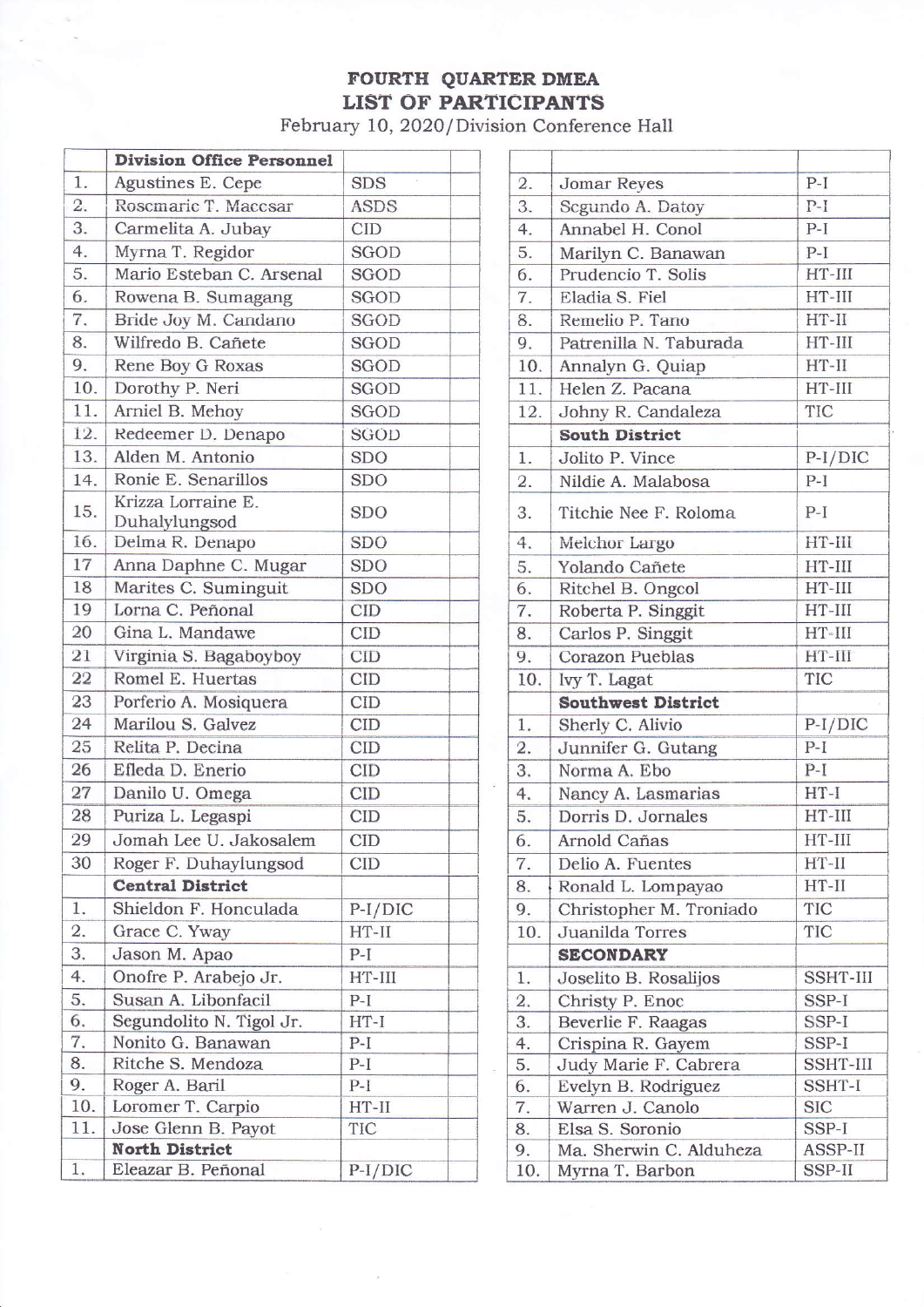# FOURTH QUARTER DMEA
## LIST OF PARTICIPANTS

February 10, 2020/Division Conference Hall

| | | | |
|---|---|---|---|
| | **Division Office Personnel** | | |
| 1. | Agustines E. Cepe | SDS | |
| 2. | Rosemarie T. Maccsar | ASDS | |
| 3. | Carmelita A. Jubay | CID | |
| 4. | Myrna T. Regidor | SGOD | |
| 5. | Mario Esteban C. Arsenal | SGOD | |
| 6. | Rowena B. Sumagang | SGOD | |
| 7. | Bride Joy M. Candano | SGOD | |
| 8. | Wilfredo B. Cañete | SGOD | |
| 9. | Rene Boy G Roxas | SGOD | |
| 10. | Dorothy P. Neri | SGOD | |
| 11. | Arniel B. Mehoy | SGOD | |
| 12. | Redeemer D. Denapo | SGOD | |
| 13. | Alden M. Antonio | SDO | |
| 14. | Ronie E. Senarillos | SDO | |
| 15. | Krizza Lorraine E. Duhalylungsod | SDO | |
| 16. | Delma R. Denapo | SDO | |
| 17 | Anna Daphne C. Mugar | SDO | |
| 18 | Marites C. Suminguit | SDO | |
| 19 | Lorna C. Peñonal | CID | |
| 20 | Gina L. Mandawe | CID | |
| 21 | Virginia S. Bagaboyboy | CID | |
| 22 | Romel E. Huertas | CID | |
| 23 | Porferio A. Mosiquera | CID | |
| 24 | Marilou S. Galvez | CID | |
| 25 | Relita P. Decina | CID | |
| 26 | Efleda D. Enerio | CID | |
| 27 | Danilo U. Omega | CID | |
| 28 | Puriza L. Legaspi | CID | |
| 29 | Jomah Lee U. Jakosalem | CID | |
| 30 | Roger F. Duhaylungsod | CID | |
| | **Central District** | | |
| 1. | Shieldon F. Honculada | P-I/DIC | |
| 2. | Grace C. Yway | HT-II | |
| 3. | Jason M. Apao | P-I | |
| 4. | Onofre P. Arabejo Jr. | HT-III | |
| 5. | Susan A. Libonfacil | P-I | |
| 6. | Segundolito N. Tigol Jr. | HT-I | |
| 7. | Nonito G. Banawan | P-I | |
| 8. | Ritche S. Mendoza | P-I | |
| 9. | Roger A. Baril | P-I | |
| 10. | Loromer T. Carpio | HT-II | |
| 11. | Jose Glenn B. Payot | TIC | |
| | **North District** | | |
| 1. | Eleazar B. Peñonal | P-I/DIC | |

| | | | |
|---|---|---|---|
| 2. | Jomar Reyes | P-I | |
| 3. | Segundo A. Datoy | P-I | |
| 4. | Annabel H. Conol | P-I | |
| 5. | Marilyn C. Banawan | P-I | |
| 6. | Prudencio T. Solis | HT-III | |
| 7. | Eladia S. Fiel | HT-III | |
| 8. | Remelio P. Tano | HT-II | |
| 9. | Patrenilla N. Taburada | HT-III | |
| 10. | Annalyn G. Quiap | HT-II | |
| 11. | Helen Z. Pacana | HT-III | |
| 12. | Johny R. Candaleza | TIC | |
| | **South District** | | |
| 1. | Jolito P. Vince | P-I/DIC | |
| 2. | Nildie A. Malabosa | P-I | |
| 3. | Titchie Nee F. Roloma | P-I | |
| 4. | Melchor Largo | HT-III | |
| 5. | Yolando Cañete | HT-III | |
| 6. | Ritchel B. Ongcol | HT-III | |
| 7. | Roberta P. Singgit | HT-III | |
| 8. | Carlos P. Singgit | HT-III | |
| 9. | Corazon Pueblas | HT-III | |
| 10. | Ivy T. Lagat | TIC | |
| | **Southwest District** | | |
| 1. | Sherly C. Alivio | P-I/DIC | |
| 2. | Junnifer G. Gutang | P-I | |
| 3. | Norma A. Ebo | P-I | |
| 4. | Nancy A. Lasmarias | HT-I | |
| 5. | Dorris D. Jornales | HT-III | |
| 6. | Arnold Cañas | HT-III | |
| 7. | Delio A. Fuentes | HT-II | |
| 8. | Ronald L. Lompayao | HT-II | |
| 9. | Christopher M. Troniado | TIC | |
| 10. | Juanilda Torres | TIC | |
| | **SECONDARY** | | |
| 1. | Joselito B. Rosalijos | SSHT-III | |
| 2. | Christy P. Enoc | SSP-I | |
| 3. | Beverlie F. Raagas | SSP-I | |
| 4. | Crispina R. Gayem | SSP-I | |
| 5. | Judy Marie F. Cabrera | SSHT-III | |
| 6. | Evelyn B. Rodriguez | SSHT-I | |
| 7. | Warren J. Canolo | SIC | |
| 8. | Elsa S. Soronio | SSP-I | |
| 9. | Ma. Sherwin C. Alduheza | ASSP-II | |
| 10. | Myrna T. Barbon | SSP-II | |